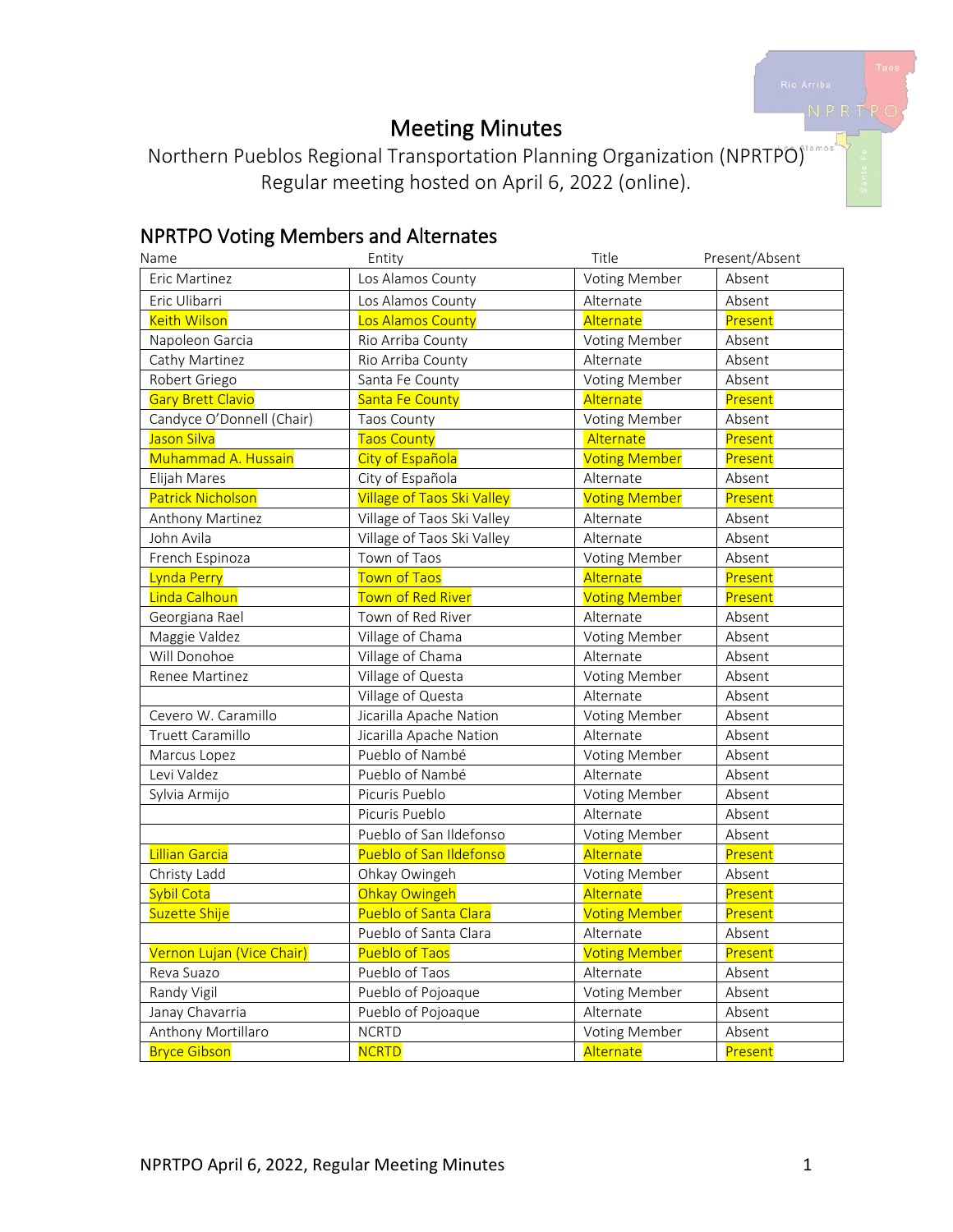# Meeting Minutes

Northern Pueblos Regional Transportation Planning Organization (NPRTPO)
Regular meeting hosted on April 6, 2022 (online).

## NPRTPO Voting Members and Alternates

| Name | Entity | Title | Present/Absent |
|---|---|---|---|
| Eric Martinez | Los Alamos County | Voting Member | Absent |
| Eric Ulibarri | Los Alamos County | Alternate | Absent |
| Keith Wilson | Los Alamos County | Alternate | Present |
| Napoleon Garcia | Rio Arriba County | Voting Member | Absent |
| Cathy Martinez | Rio Arriba County | Alternate | Absent |
| Robert Griego | Santa Fe County | Voting Member | Absent |
| Gary Brett Clavio | Santa Fe County | Alternate | Present |
| Candyce O'Donnell (Chair) | Taos County | Voting Member | Absent |
| Jason Silva | Taos County | Alternate | Present |
| Muhammad A. Hussain | City of Española | Voting Member | Present |
| Elijah Mares | City of Española | Alternate | Absent |
| Patrick Nicholson | Village of Taos Ski Valley | Voting Member | Present |
| Anthony Martinez | Village of Taos Ski Valley | Alternate | Absent |
| John Avila | Village of Taos Ski Valley | Alternate | Absent |
| French Espinoza | Town of Taos | Voting Member | Absent |
| Lynda Perry | Town of Taos | Alternate | Present |
| Linda Calhoun | Town of Red River | Voting Member | Present |
| Georgiana Rael | Town of Red River | Alternate | Absent |
| Maggie Valdez | Village of Chama | Voting Member | Absent |
| Will Donohoe | Village of Chama | Alternate | Absent |
| Renee Martinez | Village of Questa | Voting Member | Absent |
| | Village of Questa | Alternate | Absent |
| Cevero W. Caramillo | Jicarilla Apache Nation | Voting Member | Absent |
| Truett Caramillo | Jicarilla Apache Nation | Alternate | Absent |
| Marcus Lopez | Pueblo of Nambé | Voting Member | Absent |
| Levi Valdez | Pueblo of Nambé | Alternate | Absent |
| Sylvia Armijo | Picuris Pueblo | Voting Member | Absent |
| | Picuris Pueblo | Alternate | Absent |
| | Pueblo of San Ildefonso | Voting Member | Absent |
| Lillian Garcia | Pueblo of San Ildefonso | Alternate | Present |
| Christy Ladd | Ohkay Owingeh | Voting Member | Absent |
| Sybil Cota | Ohkay Owingeh | Alternate | Present |
| Suzette Shije | Pueblo of Santa Clara | Voting Member | Present |
| | Pueblo of Santa Clara | Alternate | Absent |
| Vernon Lujan (Vice Chair) | Pueblo of Taos | Voting Member | Present |
| Reva Suazo | Pueblo of Taos | Alternate | Absent |
| Randy Vigil | Pueblo of Pojoaque | Voting Member | Absent |
| Janay Chavarria | Pueblo of Pojoaque | Alternate | Absent |
| Anthony Mortillaro | NCRTD | Voting Member | Absent |
| Bryce Gibson | NCRTD | Alternate | Present |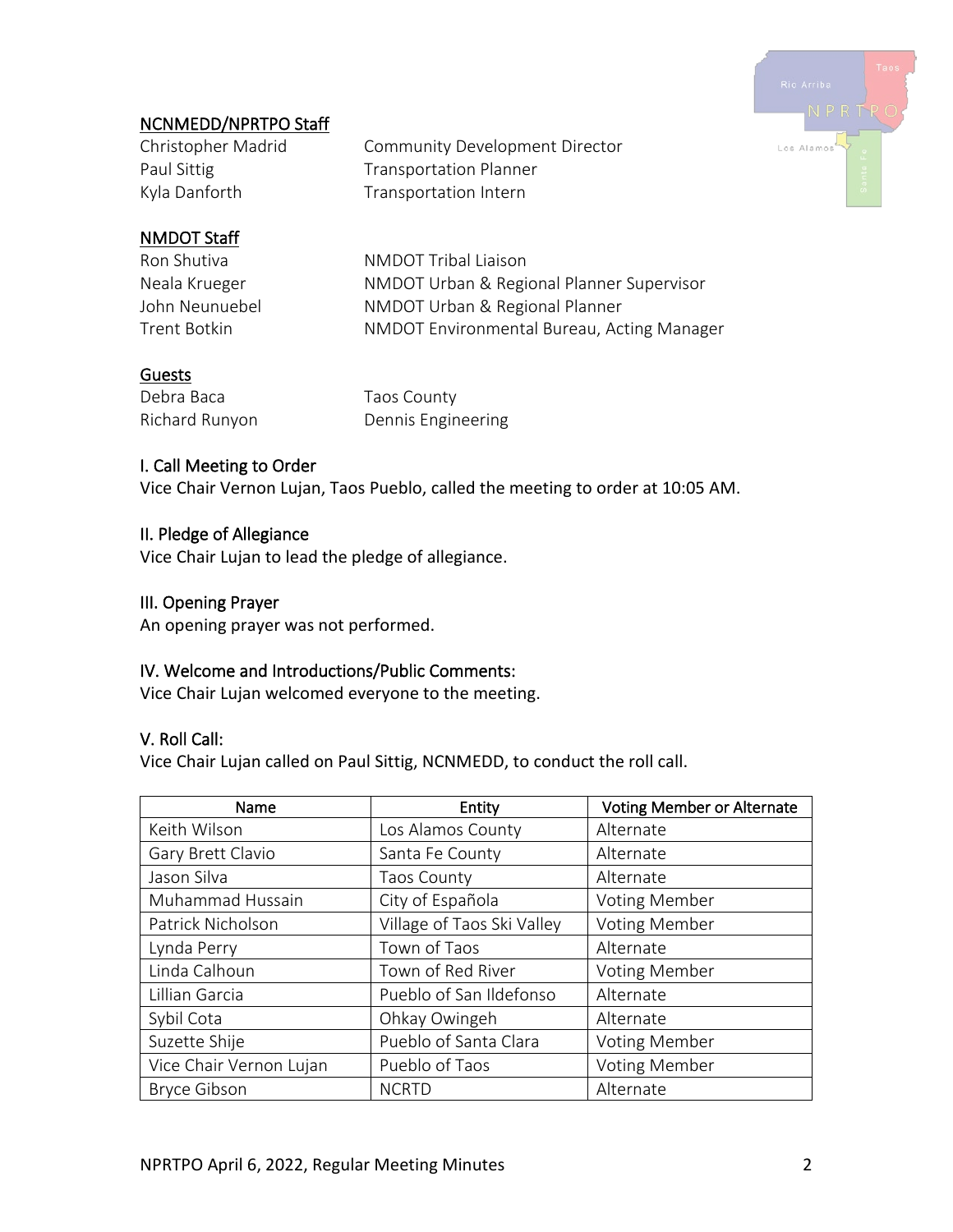## NCNMEDD/NPRTPO Staff

| | |
|---|---|
| Christopher Madrid | Community Development Director |
| Paul Sittig | Transportation Planner |
| Kyla Danforth | Transportation Intern |

## NMDOT Staff

| | |
|---|---|
| Ron Shutiva | NMDOT Tribal Liaison |
| Neala Krueger | NMDOT Urban & Regional Planner Supervisor |
| John Neunuebel | NMDOT Urban & Regional Planner |
| Trent Botkin | NMDOT Environmental Bureau, Acting Manager |

## Guests

| | |
|---|---|
| Debra Baca | Taos County |
| Richard Runyon | Dennis Engineering |

## I. Call Meeting to Order

Vice Chair Vernon Lujan, Taos Pueblo, called the meeting to order at 10:05 AM.

## II. Pledge of Allegiance

Vice Chair Lujan to lead the pledge of allegiance.

## III. Opening Prayer

An opening prayer was not performed.

## IV. Welcome and Introductions/Public Comments:

Vice Chair Lujan welcomed everyone to the meeting.

## V. Roll Call:

Vice Chair Lujan called on Paul Sittig, NCNMEDD, to conduct the roll call.

| Name | Entity | Voting Member or Alternate |
|---|---|---|
| Keith Wilson | Los Alamos County | Alternate |
| Gary Brett Clavio | Santa Fe County | Alternate |
| Jason Silva | Taos County | Alternate |
| Muhammad Hussain | City of Española | Voting Member |
| Patrick Nicholson | Village of Taos Ski Valley | Voting Member |
| Lynda Perry | Town of Taos | Alternate |
| Linda Calhoun | Town of Red River | Voting Member |
| Lillian Garcia | Pueblo of San Ildefonso | Alternate |
| Sybil Cota | Ohkay Owingeh | Alternate |
| Suzette Shije | Pueblo of Santa Clara | Voting Member |
| Vice Chair Vernon Lujan | Pueblo of Taos | Voting Member |
| Bryce Gibson | NCRTD | Alternate |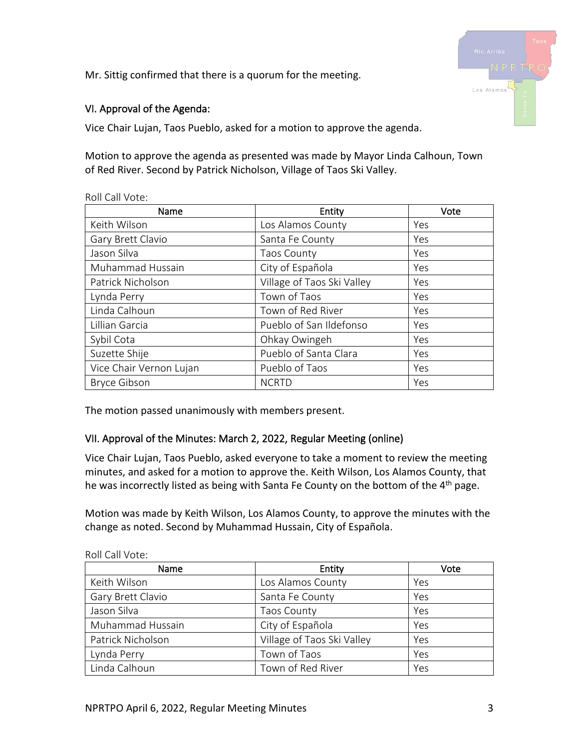Mr. Sittig confirmed that there is a quorum for the meeting.

## VI. Approval of the Agenda:

Vice Chair Lujan, Taos Pueblo, asked for a motion to approve the agenda.

Motion to approve the agenda as presented was made by Mayor Linda Calhoun, Town of Red River. Second by Patrick Nicholson, Village of Taos Ski Valley.

Roll Call Vote:

| Name | Entity | Vote |
|---|---|---|
| Keith Wilson | Los Alamos County | Yes |
| Gary Brett Clavio | Santa Fe County | Yes |
| Jason Silva | Taos County | Yes |
| Muhammad Hussain | City of Española | Yes |
| Patrick Nicholson | Village of Taos Ski Valley | Yes |
| Lynda Perry | Town of Taos | Yes |
| Linda Calhoun | Town of Red River | Yes |
| Lillian Garcia | Pueblo of San Ildefonso | Yes |
| Sybil Cota | Ohkay Owingeh | Yes |
| Suzette Shije | Pueblo of Santa Clara | Yes |
| Vice Chair Vernon Lujan | Pueblo of Taos | Yes |
| Bryce Gibson | NCRTD | Yes |

The motion passed unanimously with members present.

## VII. Approval of the Minutes: March 2, 2022, Regular Meeting (online)

Vice Chair Lujan, Taos Pueblo, asked everyone to take a moment to review the meeting minutes, and asked for a motion to approve the. Keith Wilson, Los Alamos County, that he was incorrectly listed as being with Santa Fe County on the bottom of the 4th page.

Motion was made by Keith Wilson, Los Alamos County, to approve the minutes with the change as noted. Second by Muhammad Hussain, City of Española.

Roll Call Vote:

| Name | Entity | Vote |
|---|---|---|
| Keith Wilson | Los Alamos County | Yes |
| Gary Brett Clavio | Santa Fe County | Yes |
| Jason Silva | Taos County | Yes |
| Muhammad Hussain | City of Española | Yes |
| Patrick Nicholson | Village of Taos Ski Valley | Yes |
| Lynda Perry | Town of Taos | Yes |
| Linda Calhoun | Town of Red River | Yes |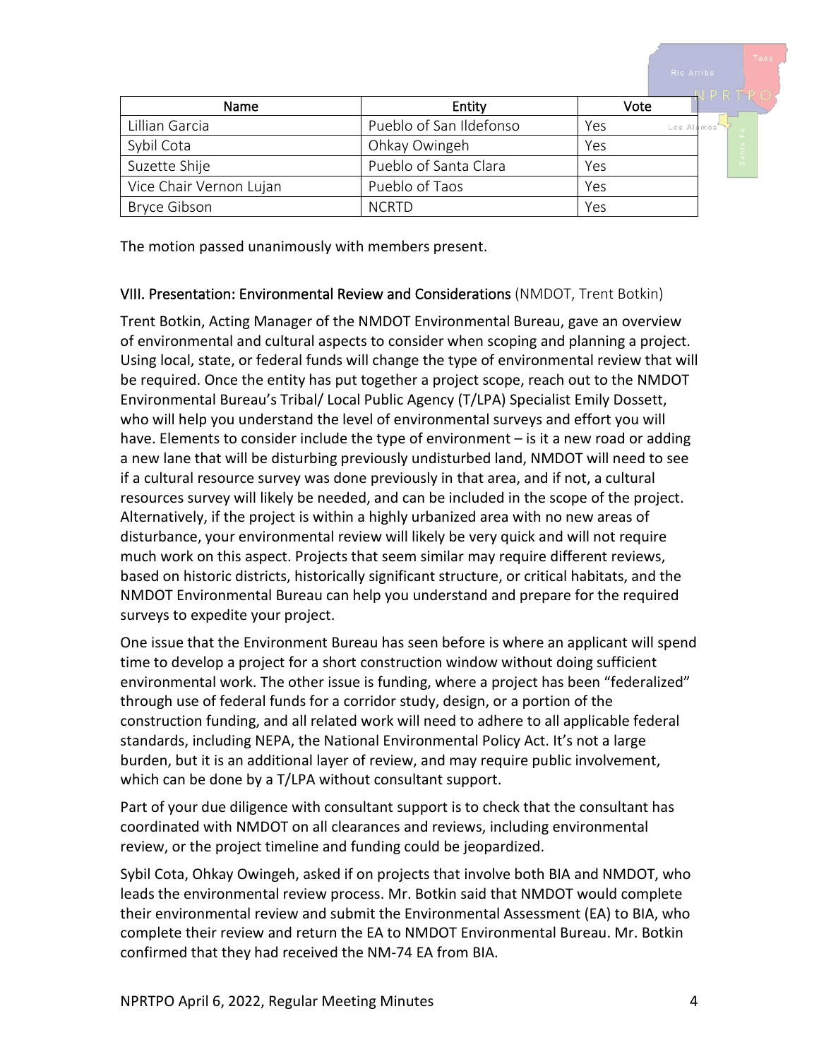| Name | Entity | Vote |
| --- | --- | --- |
| Lillian Garcia | Pueblo of San Ildefonso | Yes |
| Sybil Cota | Ohkay Owingeh | Yes |
| Suzette Shije | Pueblo of Santa Clara | Yes |
| Vice Chair Vernon Lujan | Pueblo of Taos | Yes |
| Bryce Gibson | NCRTD | Yes |

The motion passed unanimously with members present.

### VIII. Presentation: Environmental Review and Considerations (NMDOT, Trent Botkin)

Trent Botkin, Acting Manager of the NMDOT Environmental Bureau, gave an overview of environmental and cultural aspects to consider when scoping and planning a project. Using local, state, or federal funds will change the type of environmental review that will be required. Once the entity has put together a project scope, reach out to the NMDOT Environmental Bureau's Tribal/ Local Public Agency (T/LPA) Specialist Emily Dossett, who will help you understand the level of environmental surveys and effort you will have. Elements to consider include the type of environment – is it a new road or adding a new lane that will be disturbing previously undisturbed land, NMDOT will need to see if a cultural resource survey was done previously in that area, and if not, a cultural resources survey will likely be needed, and can be included in the scope of the project. Alternatively, if the project is within a highly urbanized area with no new areas of disturbance, your environmental review will likely be very quick and will not require much work on this aspect. Projects that seem similar may require different reviews, based on historic districts, historically significant structure, or critical habitats, and the NMDOT Environmental Bureau can help you understand and prepare for the required surveys to expedite your project.

One issue that the Environment Bureau has seen before is where an applicant will spend time to develop a project for a short construction window without doing sufficient environmental work. The other issue is funding, where a project has been "federalized" through use of federal funds for a corridor study, design, or a portion of the construction funding, and all related work will need to adhere to all applicable federal standards, including NEPA, the National Environmental Policy Act. It's not a large burden, but it is an additional layer of review, and may require public involvement, which can be done by a T/LPA without consultant support.

Part of your due diligence with consultant support is to check that the consultant has coordinated with NMDOT on all clearances and reviews, including environmental review, or the project timeline and funding could be jeopardized.

Sybil Cota, Ohkay Owingeh, asked if on projects that involve both BIA and NMDOT, who leads the environmental review process. Mr. Botkin said that NMDOT would complete their environmental review and submit the Environmental Assessment (EA) to BIA, who complete their review and return the EA to NMDOT Environmental Bureau. Mr. Botkin confirmed that they had received the NM-74 EA from BIA.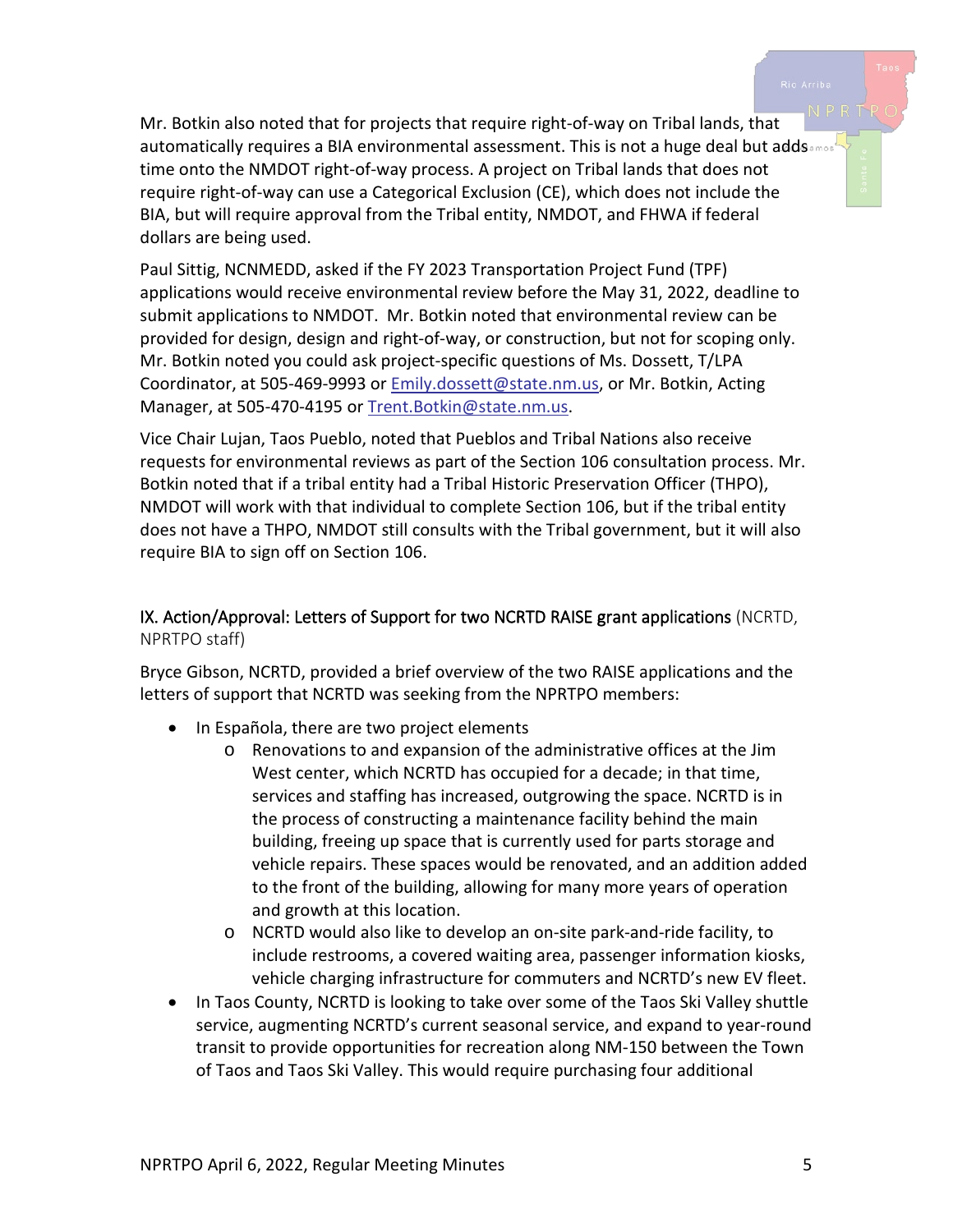Mr. Botkin also noted that for projects that require right-of-way on Tribal lands, that automatically requires a BIA environmental assessment. This is not a huge deal but adds time onto the NMDOT right-of-way process. A project on Tribal lands that does not require right-of-way can use a Categorical Exclusion (CE), which does not include the BIA, but will require approval from the Tribal entity, NMDOT, and FHWA if federal dollars are being used.

Paul Sittig, NCNMEDD, asked if the FY 2023 Transportation Project Fund (TPF) applications would receive environmental review before the May 31, 2022, deadline to submit applications to NMDOT. Mr. Botkin noted that environmental review can be provided for design, design and right-of-way, or construction, but not for scoping only. Mr. Botkin noted you could ask project-specific questions of Ms. Dossett, T/LPA Coordinator, at 505-469-9993 or Emily.dossett@state.nm.us, or Mr. Botkin, Acting Manager, at 505-470-4195 or Trent.Botkin@state.nm.us.

Vice Chair Lujan, Taos Pueblo, noted that Pueblos and Tribal Nations also receive requests for environmental reviews as part of the Section 106 consultation process. Mr. Botkin noted that if a tribal entity had a Tribal Historic Preservation Officer (THPO), NMDOT will work with that individual to complete Section 106, but if the tribal entity does not have a THPO, NMDOT still consults with the Tribal government, but it will also require BIA to sign off on Section 106.

## IX. Action/Approval: Letters of Support for two NCRTD RAISE grant applications (NCRTD, NPRTPO staff)

Bryce Gibson, NCRTD, provided a brief overview of the two RAISE applications and the letters of support that NCRTD was seeking from the NPRTPO members:

- In Española, there are two project elements
  - Renovations to and expansion of the administrative offices at the Jim West center, which NCRTD has occupied for a decade; in that time, services and staffing has increased, outgrowing the space. NCRTD is in the process of constructing a maintenance facility behind the main building, freeing up space that is currently used for parts storage and vehicle repairs. These spaces would be renovated, and an addition added to the front of the building, allowing for many more years of operation and growth at this location.
  - NCRTD would also like to develop an on-site park-and-ride facility, to include restrooms, a covered waiting area, passenger information kiosks, vehicle charging infrastructure for commuters and NCRTD's new EV fleet.
- In Taos County, NCRTD is looking to take over some of the Taos Ski Valley shuttle service, augmenting NCRTD's current seasonal service, and expand to year-round transit to provide opportunities for recreation along NM-150 between the Town of Taos and Taos Ski Valley. This would require purchasing four additional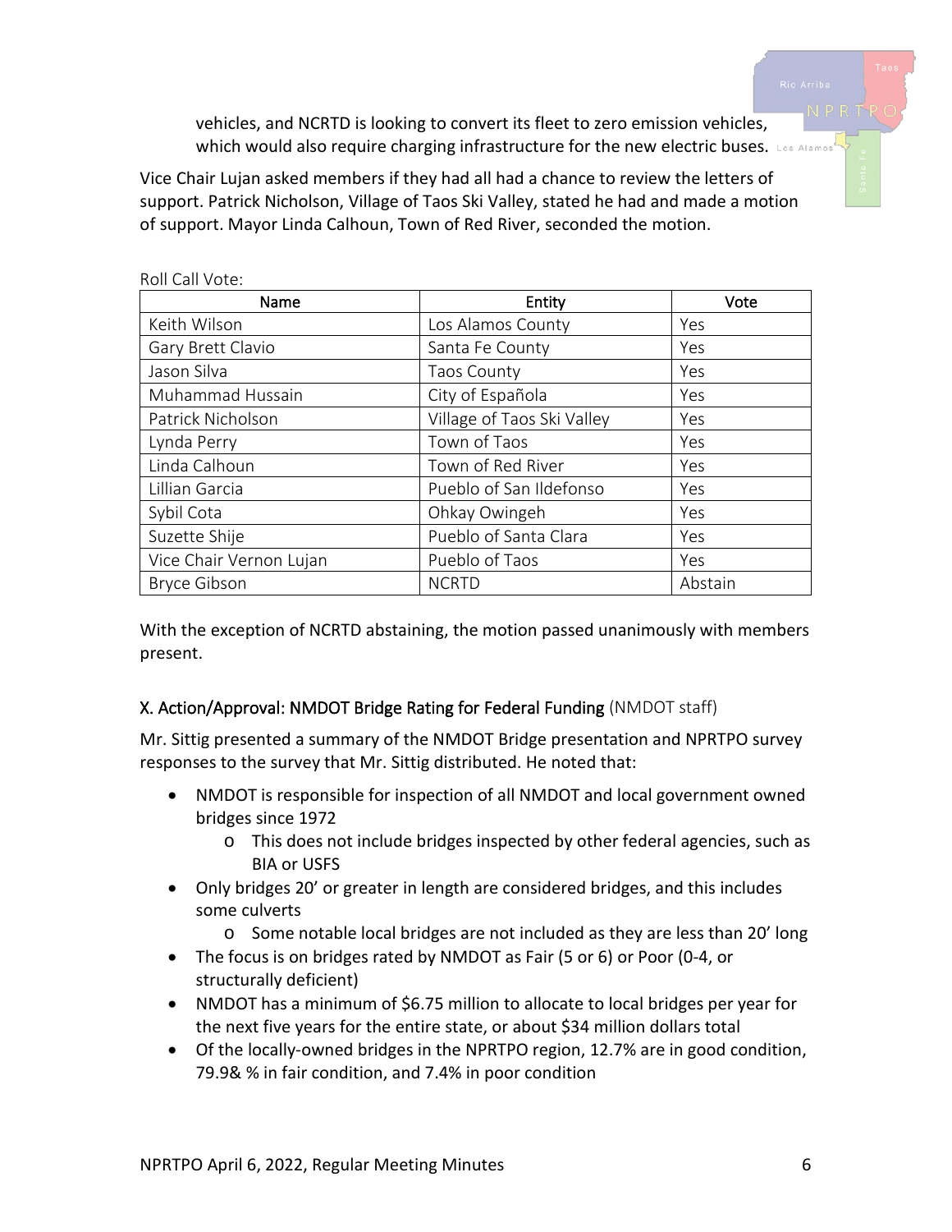vehicles, and NCRTD is looking to convert its fleet to zero emission vehicles, which would also require charging infrastructure for the new electric buses.

Vice Chair Lujan asked members if they had all had a chance to review the letters of support. Patrick Nicholson, Village of Taos Ski Valley, stated he had and made a motion of support. Mayor Linda Calhoun, Town of Red River, seconded the motion.

Roll Call Vote:

| Name | Entity | Vote |
|---|---|---|
| Keith Wilson | Los Alamos County | Yes |
| Gary Brett Clavio | Santa Fe County | Yes |
| Jason Silva | Taos County | Yes |
| Muhammad Hussain | City of Española | Yes |
| Patrick Nicholson | Village of Taos Ski Valley | Yes |
| Lynda Perry | Town of Taos | Yes |
| Linda Calhoun | Town of Red River | Yes |
| Lillian Garcia | Pueblo of San Ildefonso | Yes |
| Sybil Cota | Ohkay Owingeh | Yes |
| Suzette Shije | Pueblo of Santa Clara | Yes |
| Vice Chair Vernon Lujan | Pueblo of Taos | Yes |
| Bryce Gibson | NCRTD | Abstain |

With the exception of NCRTD abstaining, the motion passed unanimously with members present.

## X. Action/Approval: NMDOT Bridge Rating for Federal Funding (NMDOT staff)

Mr. Sittig presented a summary of the NMDOT Bridge presentation and NPRTPO survey responses to the survey that Mr. Sittig distributed. He noted that:

- NMDOT is responsible for inspection of all NMDOT and local government owned bridges since 1972
  - This does not include bridges inspected by other federal agencies, such as BIA or USFS
- Only bridges 20' or greater in length are considered bridges, and this includes some culverts
  - Some notable local bridges are not included as they are less than 20' long
- The focus is on bridges rated by NMDOT as Fair (5 or 6) or Poor (0-4, or structurally deficient)
- NMDOT has a minimum of $6.75 million to allocate to local bridges per year for the next five years for the entire state, or about $34 million dollars total
- Of the locally-owned bridges in the NPRTPO region, 12.7% are in good condition, 79.9& % in fair condition, and 7.4% in poor condition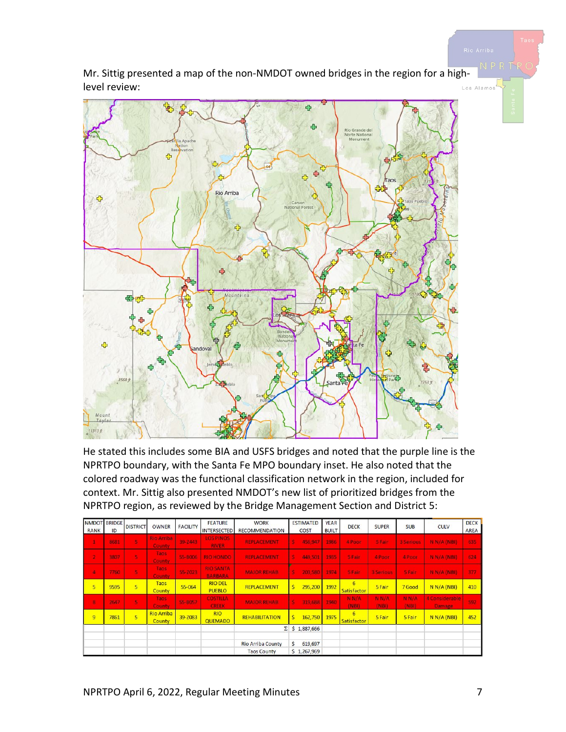Mr. Sittig presented a map of the non-NMDOT owned bridges in the region for a high-level review:

He stated this includes some BIA and USFS bridges and noted that the purple line is the NPRTPO boundary, with the Santa Fe MPO boundary inset. He also noted that the colored roadway was the functional classification network in the region, included for context. Mr. Sittig also presented NMDOT's new list of prioritized bridges from the NPRTPO region, as reviewed by the Bridge Management Section and District 5:

| NMDOT RANK | BRIDGE ID | DISTRICT | OWNER | FACILITY | FEATURE INTERSECTED | WORK RECOMMENDATION | ESTIMATED COST | YEAR BUILT | DECK | SUPER | SUB | CULV | DECK AREA |
|---|---|---|---|---|---|---|---|---|---|---|---|---|---|
| 1 | 8681 | 5 | Rio Arriba County | 39-2443 | LOS PINOS RIVER | REPLACEMENT | $ 456,947 | 1986 | 4 Poor | 5 Fair | 3 Serious | N N/A (NBI) | 635 |
| 2 | 3807 | 5 | Taos County | 55-B006 | RIO HONDO | REPLACEMENT | $ 449,501 | 1935 | 5 Fair | 4 Poor | 4 Poor | N N/A (NBI) | 624 |
| 4 | 7760 | 5 | Taos County | 55-2023 | RIO SANTA BARBARA | MAJOR REHAB | $ 203,580 | 1974 | 5 Fair | 3 Serious | 5 Fair | N N/A (NBI) | 377 |
| 5 | 9595 | 5 | Taos County | 55-064 | RIO DEL PUEBLO | REPLACEMENT | $ 295,200 | 1992 | 6 Satisfactor | 5 Fair | 7 Good | N N/A (NBI) | 410 |
| 8 | 2647 | 5 | Taos County | 55-B057 | COSTILLA CREEK | MAJOR REHAB | $ 319,688 | 1940 | N N/A (NBI) | N N/A (NBI) | N N/A (NBI) | 4 Considerable Damage | 592 |
| 9 | 7861 | 5 | Rio Arriba County | 39-2083 | RIO QUEMADO | REHABILITATION | $ 162,750 | 1975 | 6 Satisfactor | 5 Fair | 5 Fair | N N/A (NBI) | 452 |
| | | | | | | Σ | $ 1,887,666 | | | | | | |
| | | | | | | | | | | | | | |
| | | | | | | Rio Arriba County | $ 619,697 | | | | | | |
| | | | | | | Taos County | $ 1,267,969 | | | | | | |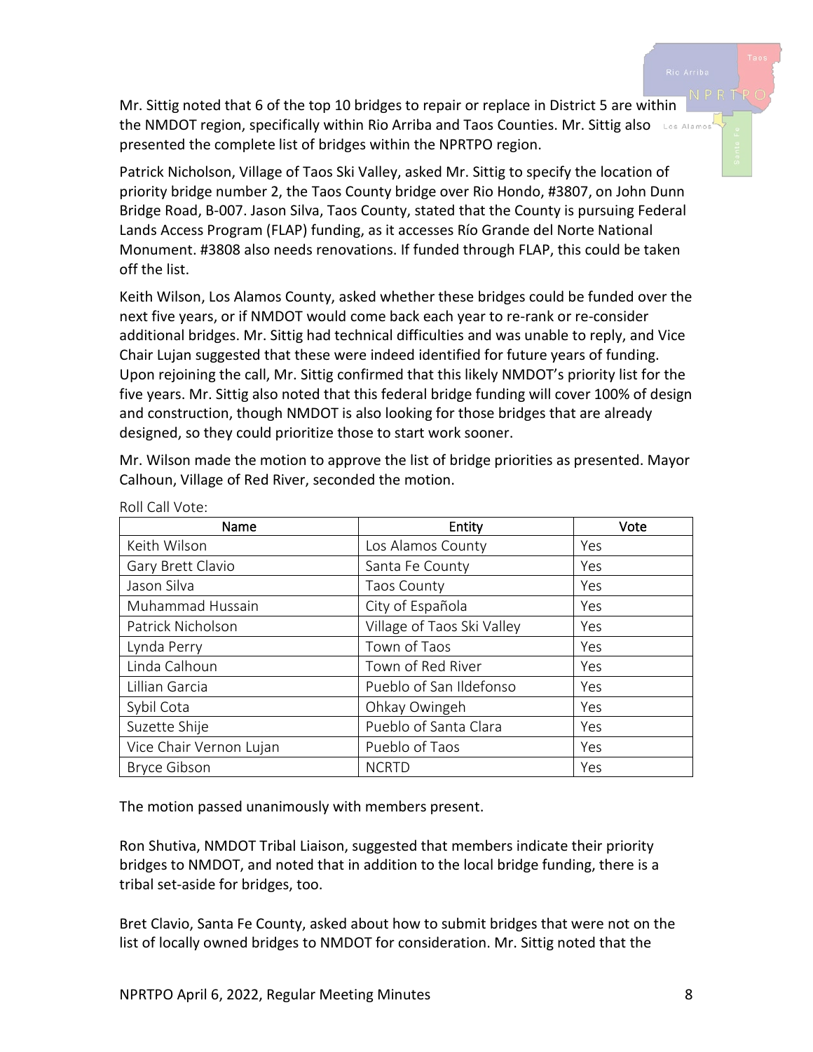Mr. Sittig noted that 6 of the top 10 bridges to repair or replace in District 5 are within the NMDOT region, specifically within Rio Arriba and Taos Counties. Mr. Sittig also presented the complete list of bridges within the NPRTPO region.

Patrick Nicholson, Village of Taos Ski Valley, asked Mr. Sittig to specify the location of priority bridge number 2, the Taos County bridge over Rio Hondo, #3807, on John Dunn Bridge Road, B-007. Jason Silva, Taos County, stated that the County is pursuing Federal Lands Access Program (FLAP) funding, as it accesses Río Grande del Norte National Monument. #3808 also needs renovations. If funded through FLAP, this could be taken off the list.

Keith Wilson, Los Alamos County, asked whether these bridges could be funded over the next five years, or if NMDOT would come back each year to re-rank or re-consider additional bridges. Mr. Sittig had technical difficulties and was unable to reply, and Vice Chair Lujan suggested that these were indeed identified for future years of funding. Upon rejoining the call, Mr. Sittig confirmed that this likely NMDOT's priority list for the five years. Mr. Sittig also noted that this federal bridge funding will cover 100% of design and construction, though NMDOT is also looking for those bridges that are already designed, so they could prioritize those to start work sooner.

Mr. Wilson made the motion to approve the list of bridge priorities as presented. Mayor Calhoun, Village of Red River, seconded the motion.

Roll Call Vote:

| Name | Entity | Vote |
|---|---|---|
| Keith Wilson | Los Alamos County | Yes |
| Gary Brett Clavio | Santa Fe County | Yes |
| Jason Silva | Taos County | Yes |
| Muhammad Hussain | City of Española | Yes |
| Patrick Nicholson | Village of Taos Ski Valley | Yes |
| Lynda Perry | Town of Taos | Yes |
| Linda Calhoun | Town of Red River | Yes |
| Lillian Garcia | Pueblo of San Ildefonso | Yes |
| Sybil Cota | Ohkay Owingeh | Yes |
| Suzette Shije | Pueblo of Santa Clara | Yes |
| Vice Chair Vernon Lujan | Pueblo of Taos | Yes |
| Bryce Gibson | NCRTD | Yes |

The motion passed unanimously with members present.

Ron Shutiva, NMDOT Tribal Liaison, suggested that members indicate their priority bridges to NMDOT, and noted that in addition to the local bridge funding, there is a tribal set-aside for bridges, too.

Bret Clavio, Santa Fe County, asked about how to submit bridges that were not on the list of locally owned bridges to NMDOT for consideration. Mr. Sittig noted that the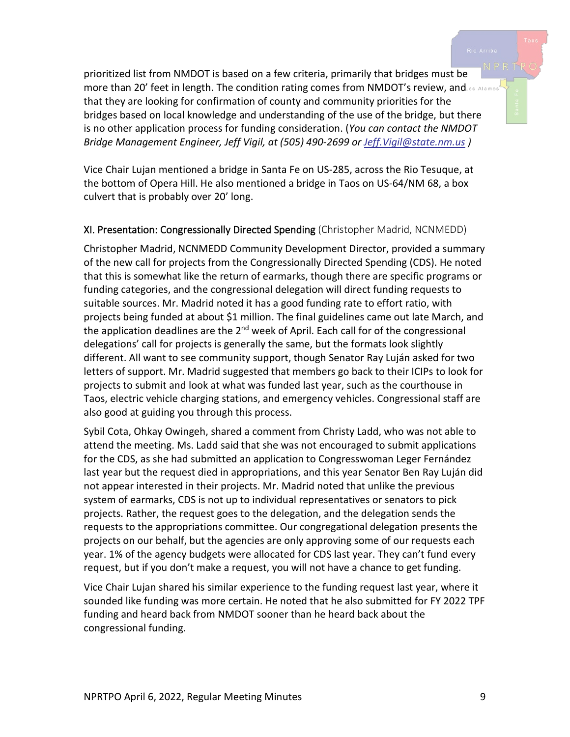prioritized list from NMDOT is based on a few criteria, primarily that bridges must be more than 20' feet in length. The condition rating comes from NMDOT's review, and that they are looking for confirmation of county and community priorities for the bridges based on local knowledge and understanding of the use of the bridge, but there is no other application process for funding consideration. (*You can contact the NMDOT Bridge Management Engineer, Jeff Vigil, at (505) 490-2699 or [Jeff.Vigil@state.nm.us](mailto:Jeff.Vigil@state.nm.us)* )

Vice Chair Lujan mentioned a bridge in Santa Fe on US-285, across the Rio Tesuque, at the bottom of Opera Hill. He also mentioned a bridge in Taos on US-64/NM 68, a box culvert that is probably over 20' long.

## XI. Presentation: Congressionally Directed Spending (Christopher Madrid, NCNMEDD)

Christopher Madrid, NCNMEDD Community Development Director, provided a summary of the new call for projects from the Congressionally Directed Spending (CDS). He noted that this is somewhat like the return of earmarks, though there are specific programs or funding categories, and the congressional delegation will direct funding requests to suitable sources. Mr. Madrid noted it has a good funding rate to effort ratio, with projects being funded at about $1 million. The final guidelines came out late March, and the application deadlines are the 2nd week of April. Each call for of the congressional delegations' call for projects is generally the same, but the formats look slightly different. All want to see community support, though Senator Ray Luján asked for two letters of support. Mr. Madrid suggested that members go back to their ICIPs to look for projects to submit and look at what was funded last year, such as the courthouse in Taos, electric vehicle charging stations, and emergency vehicles. Congressional staff are also good at guiding you through this process.

Sybil Cota, Ohkay Owingeh, shared a comment from Christy Ladd, who was not able to attend the meeting. Ms. Ladd said that she was not encouraged to submit applications for the CDS, as she had submitted an application to Congresswoman Leger Fernández last year but the request died in appropriations, and this year Senator Ben Ray Luján did not appear interested in their projects. Mr. Madrid noted that unlike the previous system of earmarks, CDS is not up to individual representatives or senators to pick projects. Rather, the request goes to the delegation, and the delegation sends the requests to the appropriations committee. Our congregational delegation presents the projects on our behalf, but the agencies are only approving some of our requests each year. 1% of the agency budgets were allocated for CDS last year. They can't fund every request, but if you don't make a request, you will not have a chance to get funding.

Vice Chair Lujan shared his similar experience to the funding request last year, where it sounded like funding was more certain. He noted that he also submitted for FY 2022 TPF funding and heard back from NMDOT sooner than he heard back about the congressional funding.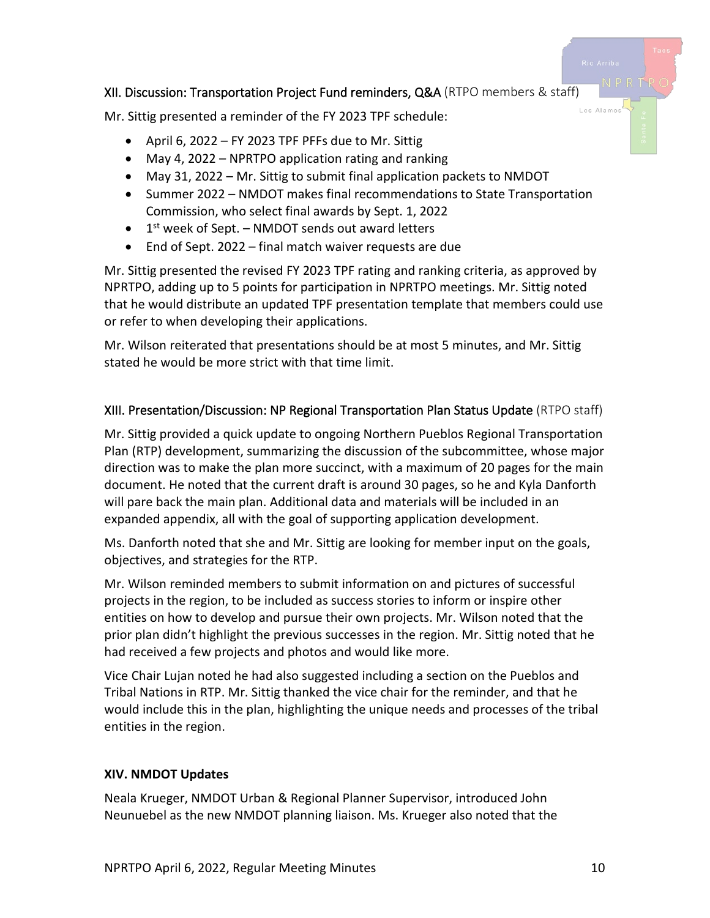### XII. Discussion: Transportation Project Fund reminders, Q&A (RTPO members & staff)

Mr. Sittig presented a reminder of the FY 2023 TPF schedule:

- April 6, 2022 – FY 2023 TPF PFFs due to Mr. Sittig
- May 4, 2022 – NPRTPO application rating and ranking
- May 31, 2022 – Mr. Sittig to submit final application packets to NMDOT
- Summer 2022 – NMDOT makes final recommendations to State Transportation Commission, who select final awards by Sept. 1, 2022
- 1st week of Sept. – NMDOT sends out award letters
- End of Sept. 2022 – final match waiver requests are due

Mr. Sittig presented the revised FY 2023 TPF rating and ranking criteria, as approved by NPRTPO, adding up to 5 points for participation in NPRTPO meetings. Mr. Sittig noted that he would distribute an updated TPF presentation template that members could use or refer to when developing their applications.

Mr. Wilson reiterated that presentations should be at most 5 minutes, and Mr. Sittig stated he would be more strict with that time limit.

### XIII. Presentation/Discussion: NP Regional Transportation Plan Status Update (RTPO staff)

Mr. Sittig provided a quick update to ongoing Northern Pueblos Regional Transportation Plan (RTP) development, summarizing the discussion of the subcommittee, whose major direction was to make the plan more succinct, with a maximum of 20 pages for the main document. He noted that the current draft is around 30 pages, so he and Kyla Danforth will pare back the main plan. Additional data and materials will be included in an expanded appendix, all with the goal of supporting application development.

Ms. Danforth noted that she and Mr. Sittig are looking for member input on the goals, objectives, and strategies for the RTP.

Mr. Wilson reminded members to submit information on and pictures of successful projects in the region, to be included as success stories to inform or inspire other entities on how to develop and pursue their own projects. Mr. Wilson noted that the prior plan didn't highlight the previous successes in the region. Mr. Sittig noted that he had received a few projects and photos and would like more.

Vice Chair Lujan noted he had also suggested including a section on the Pueblos and Tribal Nations in RTP. Mr. Sittig thanked the vice chair for the reminder, and that he would include this in the plan, highlighting the unique needs and processes of the tribal entities in the region.

### XIV. NMDOT Updates

Neala Krueger, NMDOT Urban & Regional Planner Supervisor, introduced John Neunuebel as the new NMDOT planning liaison. Ms. Krueger also noted that the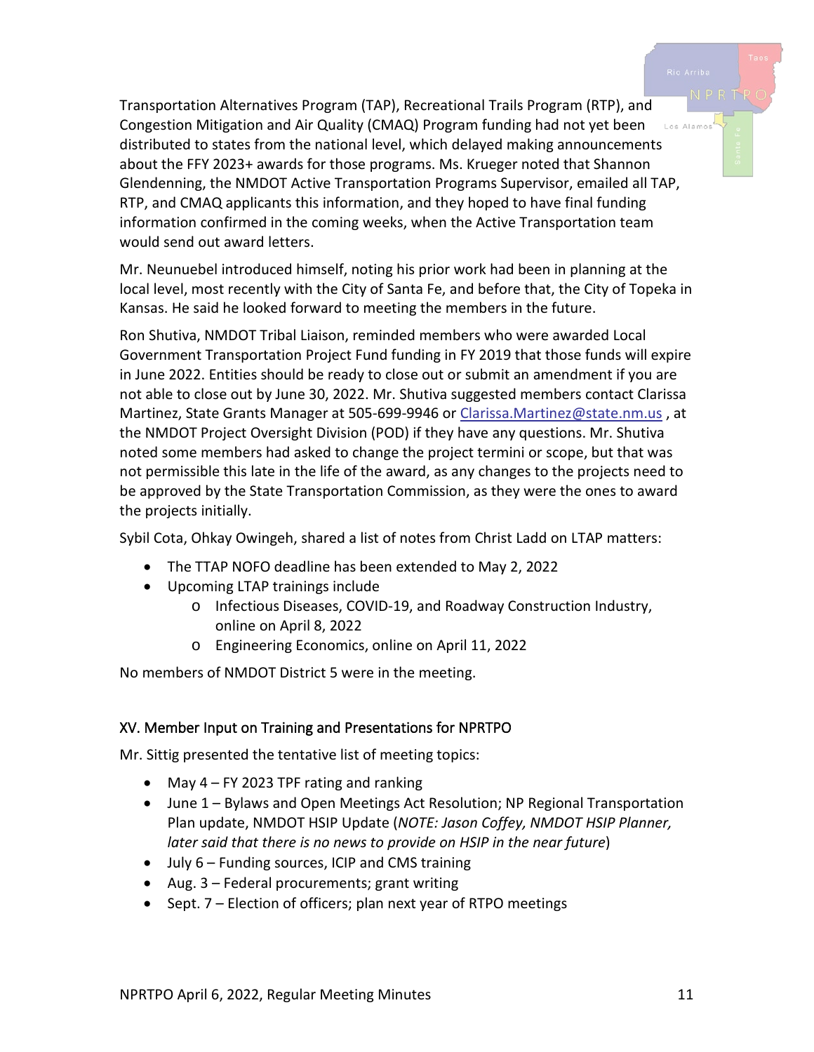Transportation Alternatives Program (TAP), Recreational Trails Program (RTP), and Congestion Mitigation and Air Quality (CMAQ) Program funding had not yet been distributed to states from the national level, which delayed making announcements about the FFY 2023+ awards for those programs. Ms. Krueger noted that Shannon Glendenning, the NMDOT Active Transportation Programs Supervisor, emailed all TAP, RTP, and CMAQ applicants this information, and they hoped to have final funding information confirmed in the coming weeks, when the Active Transportation team would send out award letters.

Mr. Neunuebel introduced himself, noting his prior work had been in planning at the local level, most recently with the City of Santa Fe, and before that, the City of Topeka in Kansas. He said he looked forward to meeting the members in the future.

Ron Shutiva, NMDOT Tribal Liaison, reminded members who were awarded Local Government Transportation Project Fund funding in FY 2019 that those funds will expire in June 2022. Entities should be ready to close out or submit an amendment if you are not able to close out by June 30, 2022. Mr. Shutiva suggested members contact Clarissa Martinez, State Grants Manager at 505-699-9946 or [Clarissa.Martinez@state.nm.us](mailto:Clarissa.Martinez@state.nm.us) , at the NMDOT Project Oversight Division (POD) if they have any questions. Mr. Shutiva noted some members had asked to change the project termini or scope, but that was not permissible this late in the life of the award, as any changes to the projects need to be approved by the State Transportation Commission, as they were the ones to award the projects initially.

Sybil Cota, Ohkay Owingeh, shared a list of notes from Christ Ladd on LTAP matters:

- The TTAP NOFO deadline has been extended to May 2, 2022
- Upcoming LTAP trainings include
    - Infectious Diseases, COVID-19, and Roadway Construction Industry, online on April 8, 2022
    - Engineering Economics, online on April 11, 2022

No members of NMDOT District 5 were in the meeting.

## XV. Member Input on Training and Presentations for NPRTPO

Mr. Sittig presented the tentative list of meeting topics:

- May 4 – FY 2023 TPF rating and ranking
- June 1 – Bylaws and Open Meetings Act Resolution; NP Regional Transportation Plan update, NMDOT HSIP Update (*NOTE: Jason Coffey, NMDOT HSIP Planner, later said that there is no news to provide on HSIP in the near future*)
- July 6 – Funding sources, ICIP and CMS training
- Aug. 3 – Federal procurements; grant writing
- Sept. 7 – Election of officers; plan next year of RTPO meetings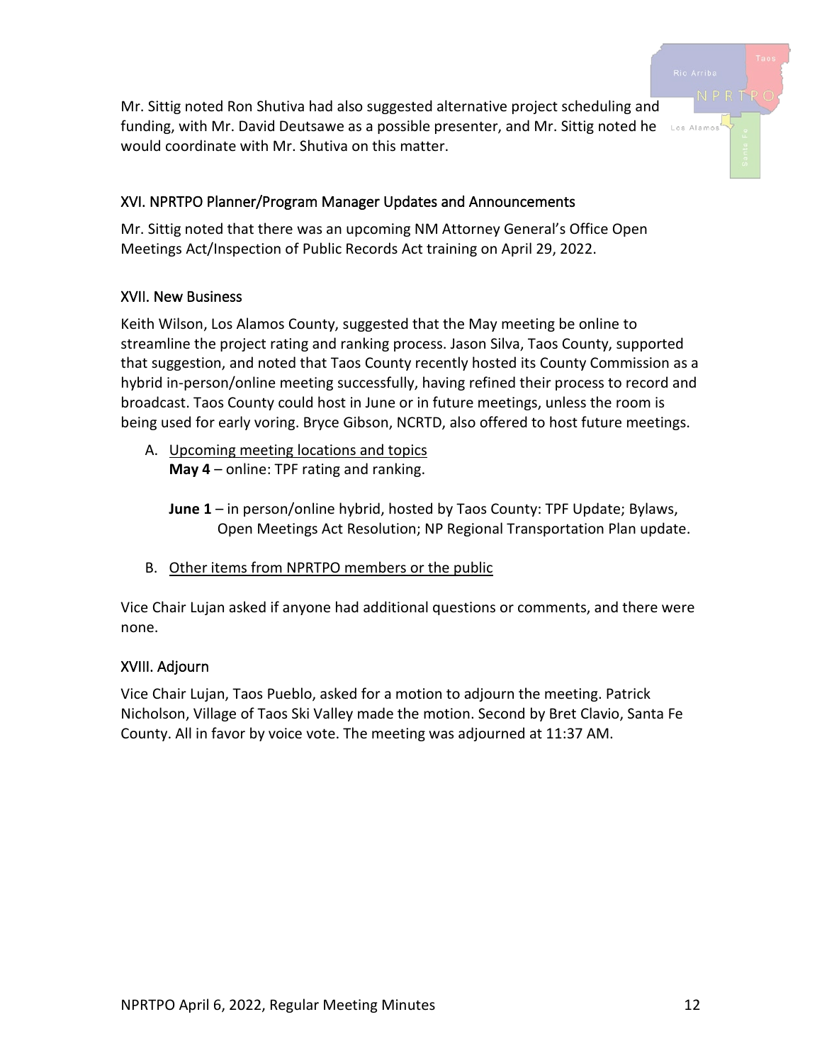Mr. Sittig noted Ron Shutiva had also suggested alternative project scheduling and funding, with Mr. David Deutsawe as a possible presenter, and Mr. Sittig noted he would coordinate with Mr. Shutiva on this matter.

## XVI. NPRTPO Planner/Program Manager Updates and Announcements

Mr. Sittig noted that there was an upcoming NM Attorney General's Office Open Meetings Act/Inspection of Public Records Act training on April 29, 2022.

## XVII. New Business

Keith Wilson, Los Alamos County, suggested that the May meeting be online to streamline the project rating and ranking process. Jason Silva, Taos County, supported that suggestion, and noted that Taos County recently hosted its County Commission as a hybrid in-person/online meeting successfully, having refined their process to record and broadcast. Taos County could host in June or in future meetings, unless the room is being used for early voring. Bryce Gibson, NCRTD, also offered to host future meetings.

A. Upcoming meeting locations and topics
   **May 4** – online: TPF rating and ranking.

   **June 1** – in person/online hybrid, hosted by Taos County: TPF Update; Bylaws, Open Meetings Act Resolution; NP Regional Transportation Plan update.

B. Other items from NPRTPO members or the public

Vice Chair Lujan asked if anyone had additional questions or comments, and there were none.

## XVIII. Adjourn

Vice Chair Lujan, Taos Pueblo, asked for a motion to adjourn the meeting. Patrick Nicholson, Village of Taos Ski Valley made the motion. Second by Bret Clavio, Santa Fe County. All in favor by voice vote. The meeting was adjourned at 11:37 AM.